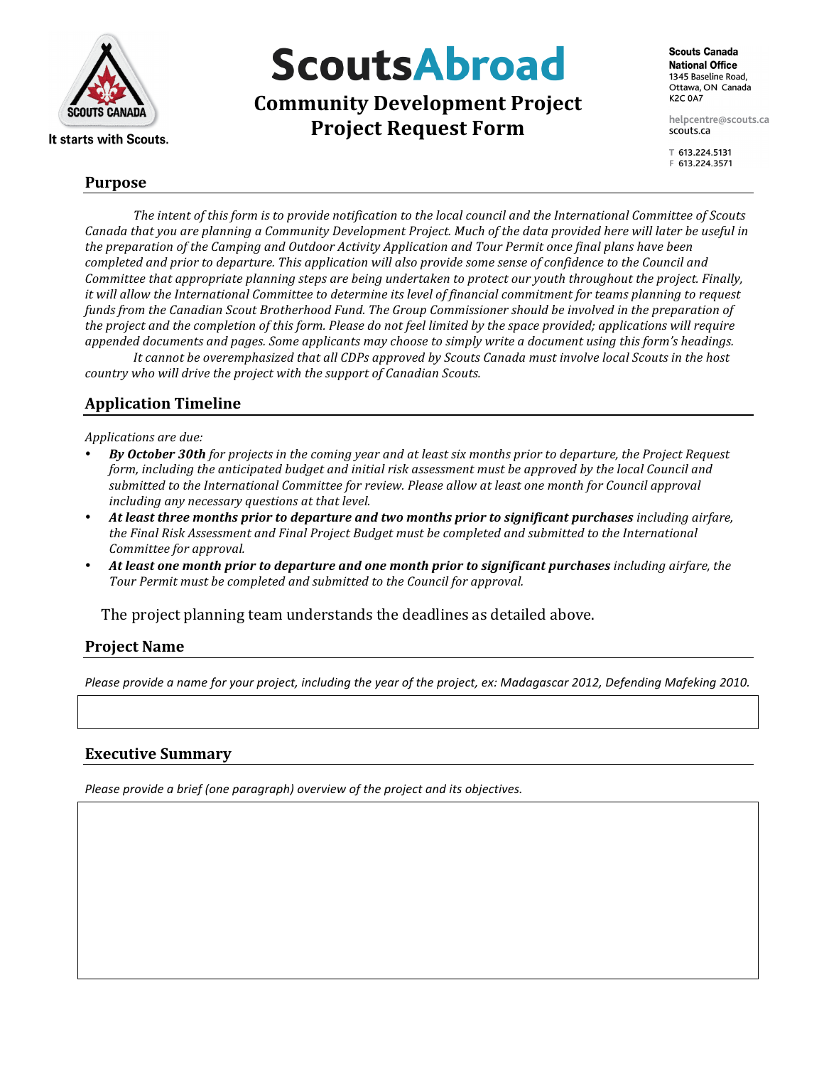Scouts Canada

It starts with Scouts.

# ScoutsAbroad

## Community Development Project
## Project Request Form

**Scouts Canada**
**National Office**
1345 Baseline Road,
Ottawa, ON Canada
K2C 0A7

helpcentre@scouts.ca
scouts.ca

T 613.224.5131
F 613.224.3571

## Purpose

*The intent of this form is to provide notification to the local council and the International Committee of Scouts Canada that you are planning a Community Development Project. Much of the data provided here will later be useful in the preparation of the Camping and Outdoor Activity Application and Tour Permit once final plans have been completed and prior to departure. This application will also provide some sense of confidence to the Council and Committee that appropriate planning steps are being undertaken to protect our youth throughout the project. Finally, it will allow the International Committee to determine its level of financial commitment for teams planning to request funds from the Canadian Scout Brotherhood Fund. The Group Commissioner should be involved in the preparation of the project and the completion of this form. Please do not feel limited by the space provided; applications will require appended documents and pages. Some applicants may choose to simply write a document using this form's headings.*

*It cannot be overemphasized that all CDPs approved by Scouts Canada must involve local Scouts in the host country who will drive the project with the support of Canadian Scouts.*

## Application Timeline

*Applications are due:*

- ***By October 30th** for projects in the coming year and at least six months prior to departure, the Project Request form, including the anticipated budget and initial risk assessment must be approved by the local Council and submitted to the International Committee for review. Please allow at least one month for Council approval including any necessary questions at that level.*
- ***At least three months prior to departure and two months prior to significant purchases** including airfare, the Final Risk Assessment and Final Project Budget must be completed and submitted to the International Committee for approval.*
- ***At least one month prior to departure and one month prior to significant purchases** including airfare, the Tour Permit must be completed and submitted to the Council for approval.*

The project planning team understands the deadlines as detailed above.

## Project Name

*Please provide a name for your project, including the year of the project, ex: Madagascar 2012, Defending Mafeking 2010.*

## Executive Summary

*Please provide a brief (one paragraph) overview of the project and its objectives.*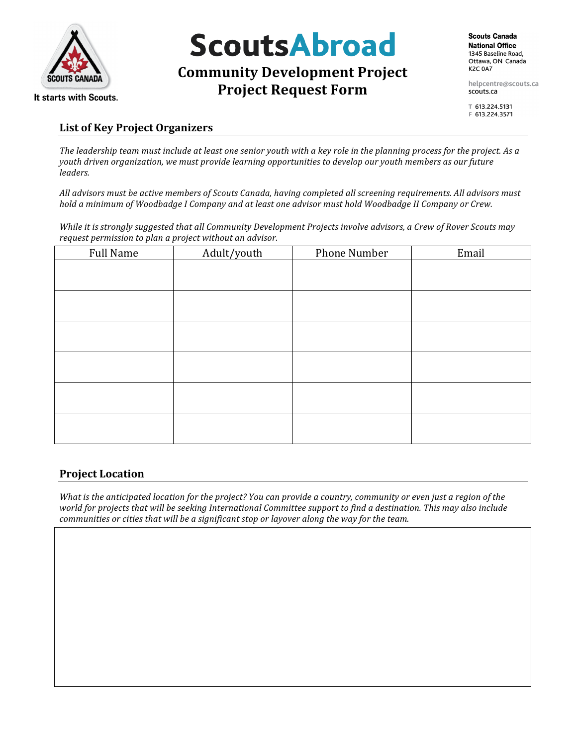# ScoutsAbroad

## Community Development Project
## Project Request Form

Scouts Canada
National Office
1345 Baseline Road,
Ottawa, ON Canada
K2C 0A7

helpcentre@scouts.ca
scouts.ca

T 613.224.5131
F 613.224.3571

### List of Key Project Organizers

*The leadership team must include at least one senior youth with a key role in the planning process for the project. As a youth driven organization, we must provide learning opportunities to develop our youth members as our future leaders.*

*All advisors must be active members of Scouts Canada, having completed all screening requirements. All advisors must hold a minimum of Woodbadge I Company and at least one advisor must hold Woodbadge II Company or Crew.*

*While it is strongly suggested that all Community Development Projects involve advisors, a Crew of Rover Scouts may request permission to plan a project without an advisor.*

| Full Name | Adult/youth | Phone Number | Email |
|---|---|---|---|
| | | | |
| | | | |
| | | | |
| | | | |
| | | | |
| | | | |

### Project Location

*What is the anticipated location for the project? You can provide a country, community or even just a region of the world for projects that will be seeking International Committee support to find a destination. This may also include communities or cities that will be a significant stop or layover along the way for the team.*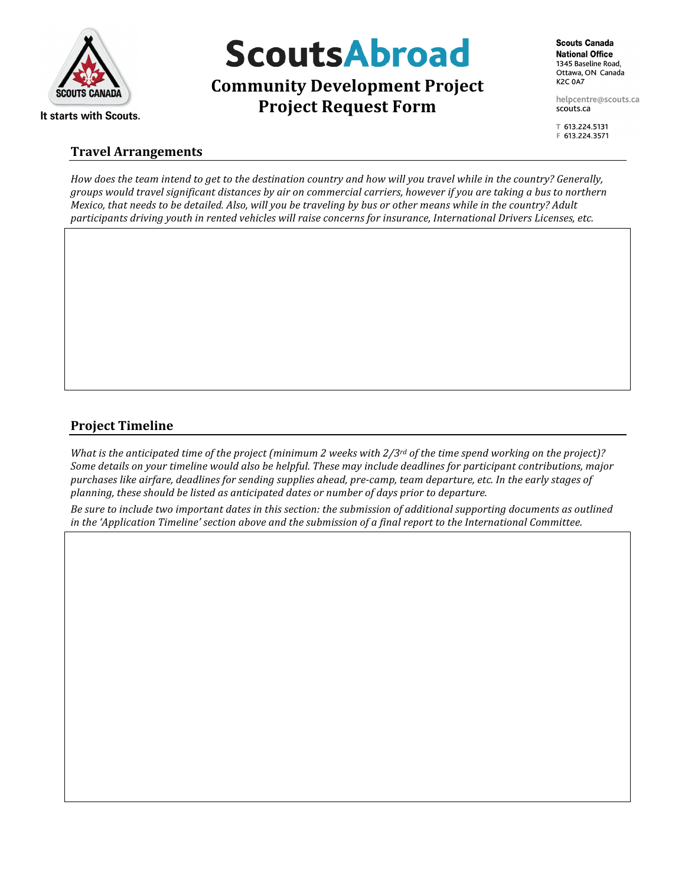## Travel Arrangements

*How does the team intend to get to the destination country and how will you travel while in the country? Generally, groups would travel significant distances by air on commercial carriers, however if you are taking a bus to northern Mexico, that needs to be detailed. Also, will you be traveling by bus or other means while in the country? Adult participants driving youth in rented vehicles will raise concerns for insurance, International Drivers Licenses, etc.*

## Project Timeline

*What is the anticipated time of the project (minimum 2 weeks with 2/3rd of the time spend working on the project)? Some details on your timeline would also be helpful. These may include deadlines for participant contributions, major purchases like airfare, deadlines for sending supplies ahead, pre-camp, team departure, etc. In the early stages of planning, these should be listed as anticipated dates or number of days prior to departure.*

*Be sure to include two important dates in this section: the submission of additional supporting documents as outlined in the 'Application Timeline' section above and the submission of a final report to the International Committee.*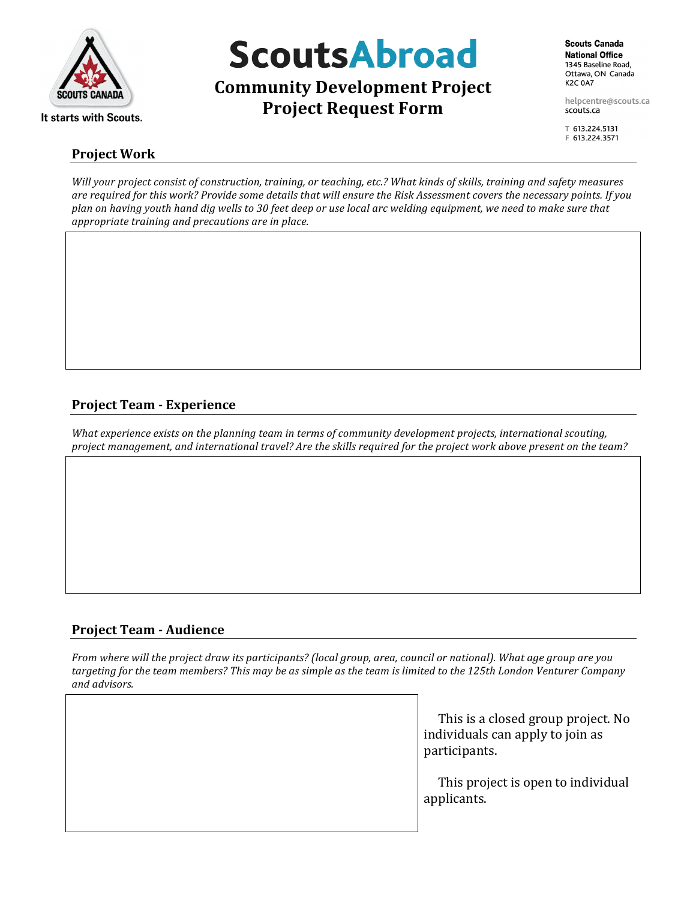# ScoutsAbroad

## Community Development Project
## Project Request Form

**Scouts Canada**
**National Office**
1345 Baseline Road,
Ottawa, ON Canada
K2C 0A7

helpcentre@scouts.ca
scouts.ca

T 613.224.5131
F 613.224.3571

## Project Work

*Will your project consist of construction, training, or teaching, etc.? What kinds of skills, training and safety measures are required for this work? Provide some details that will ensure the Risk Assessment covers the necessary points. If you plan on having youth hand dig wells to 30 feet deep or use local arc welding equipment, we need to make sure that appropriate training and precautions are in place.*

## Project Team - Experience

*What experience exists on the planning team in terms of community development projects, international scouting, project management, and international travel? Are the skills required for the project work above present on the team?*

## Project Team - Audience

*From where will the project draw its participants? (local group, area, council or national). What age group are you targeting for the team members? This may be as simple as the team is limited to the 125th London Venturer Company and advisors.*

This is a closed group project. No individuals can apply to join as participants.

This project is open to individual applicants.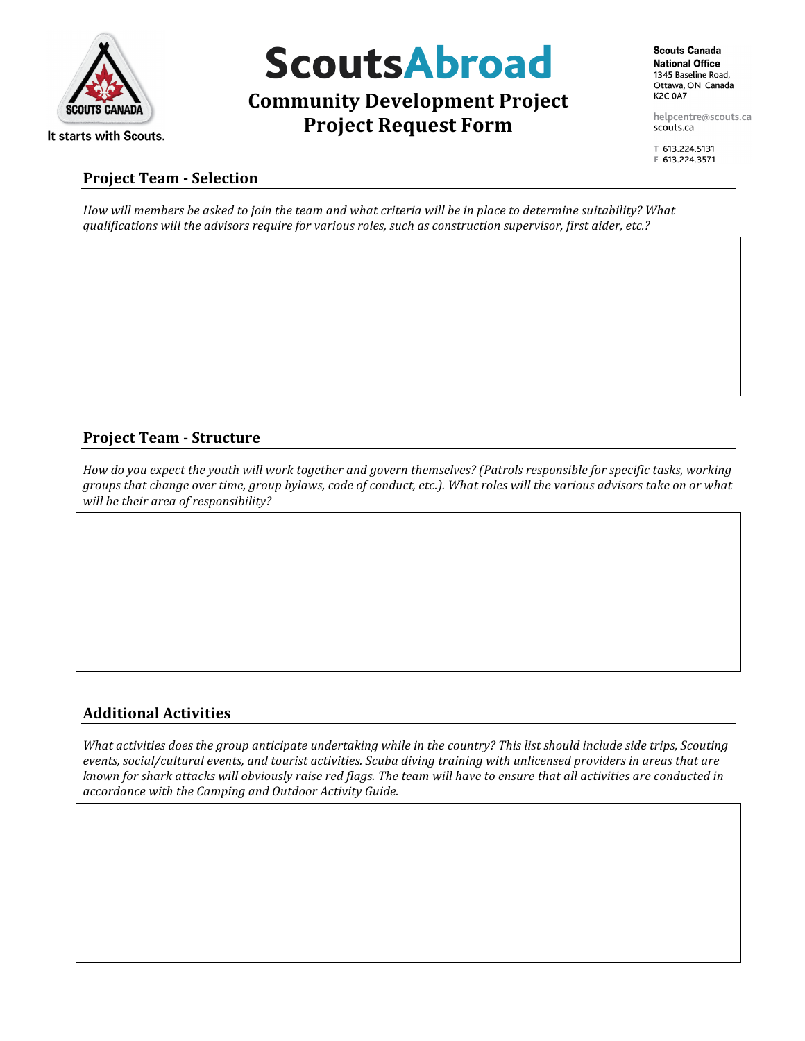# ScoutsAbroad

## Community Development Project
## Project Request Form

**Scouts Canada**
**National Office**
1345 Baseline Road,
Ottawa, ON Canada
K2C 0A7

helpcentre@scouts.ca
scouts.ca

T 613.224.5131
F 613.224.3571

### Project Team - Selection

*How will members be asked to join the team and what criteria will be in place to determine suitability? What qualifications will the advisors require for various roles, such as construction supervisor, first aider, etc.?*

### Project Team - Structure

*How do you expect the youth will work together and govern themselves? (Patrols responsible for specific tasks, working groups that change over time, group bylaws, code of conduct, etc.). What roles will the various advisors take on or what will be their area of responsibility?*

### Additional Activities

*What activities does the group anticipate undertaking while in the country? This list should include side trips, Scouting events, social/cultural events, and tourist activities. Scuba diving training with unlicensed providers in areas that are known for shark attacks will obviously raise red flags. The team will have to ensure that all activities are conducted in accordance with the Camping and Outdoor Activity Guide.*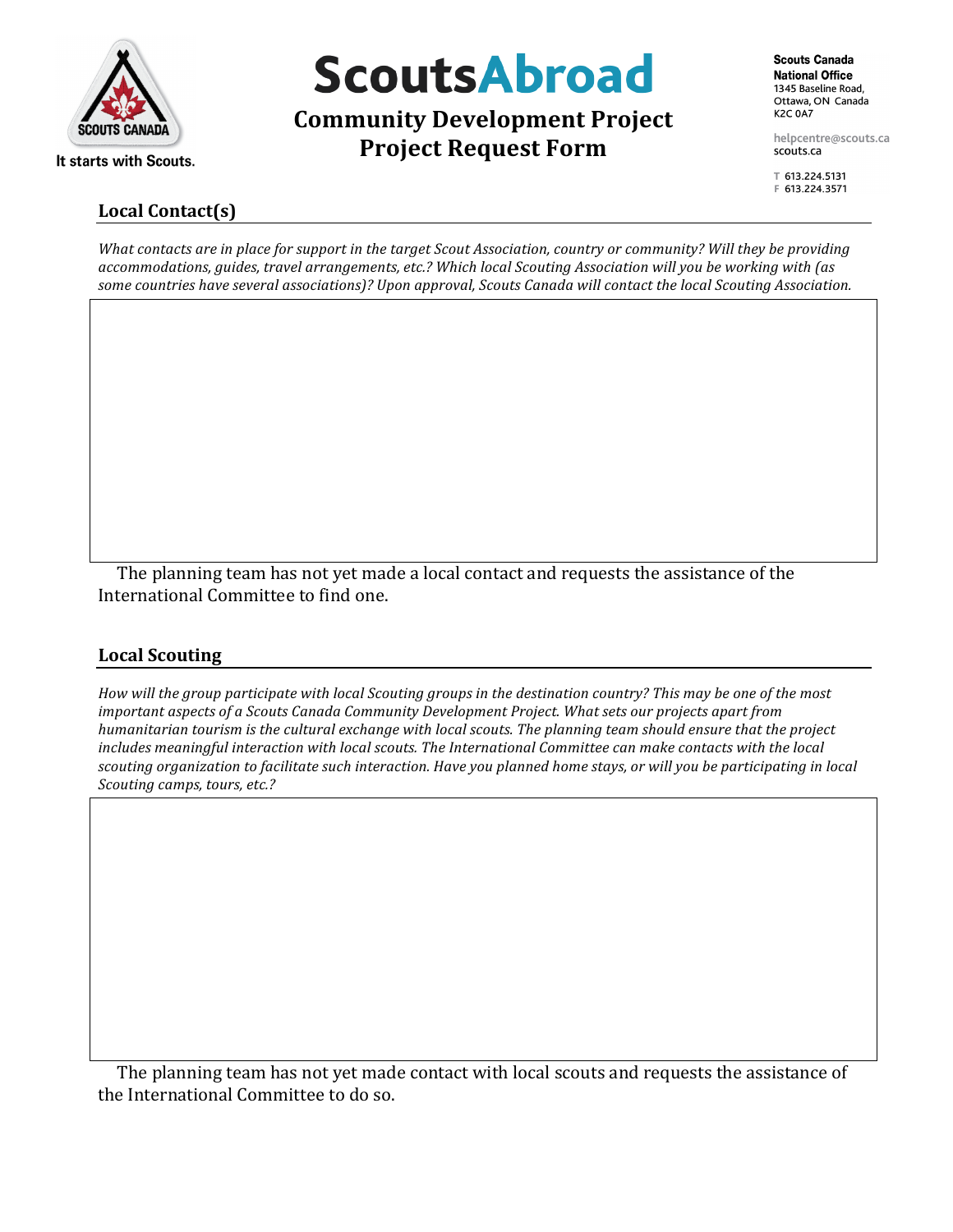# ScoutsAbroad

## Community Development Project
## Project Request Form

Scouts Canada
National Office
1345 Baseline Road,
Ottawa, ON Canada
K2C 0A7

helpcentre@scouts.ca
scouts.ca

T 613.224.5131
F 613.224.3571

### Local Contact(s)

*What contacts are in place for support in the target Scout Association, country or community? Will they be providing accommodations, guides, travel arrangements, etc.? Which local Scouting Association will you be working with (as some countries have several associations)? Upon approval, Scouts Canada will contact the local Scouting Association.*

The planning team has not yet made a local contact and requests the assistance of the International Committee to find one.

### Local Scouting

*How will the group participate with local Scouting groups in the destination country? This may be one of the most important aspects of a Scouts Canada Community Development Project. What sets our projects apart from humanitarian tourism is the cultural exchange with local scouts. The planning team should ensure that the project includes meaningful interaction with local scouts. The International Committee can make contacts with the local scouting organization to facilitate such interaction. Have you planned home stays, or will you be participating in local Scouting camps, tours, etc.?*

The planning team has not yet made contact with local scouts and requests the assistance of the International Committee to do so.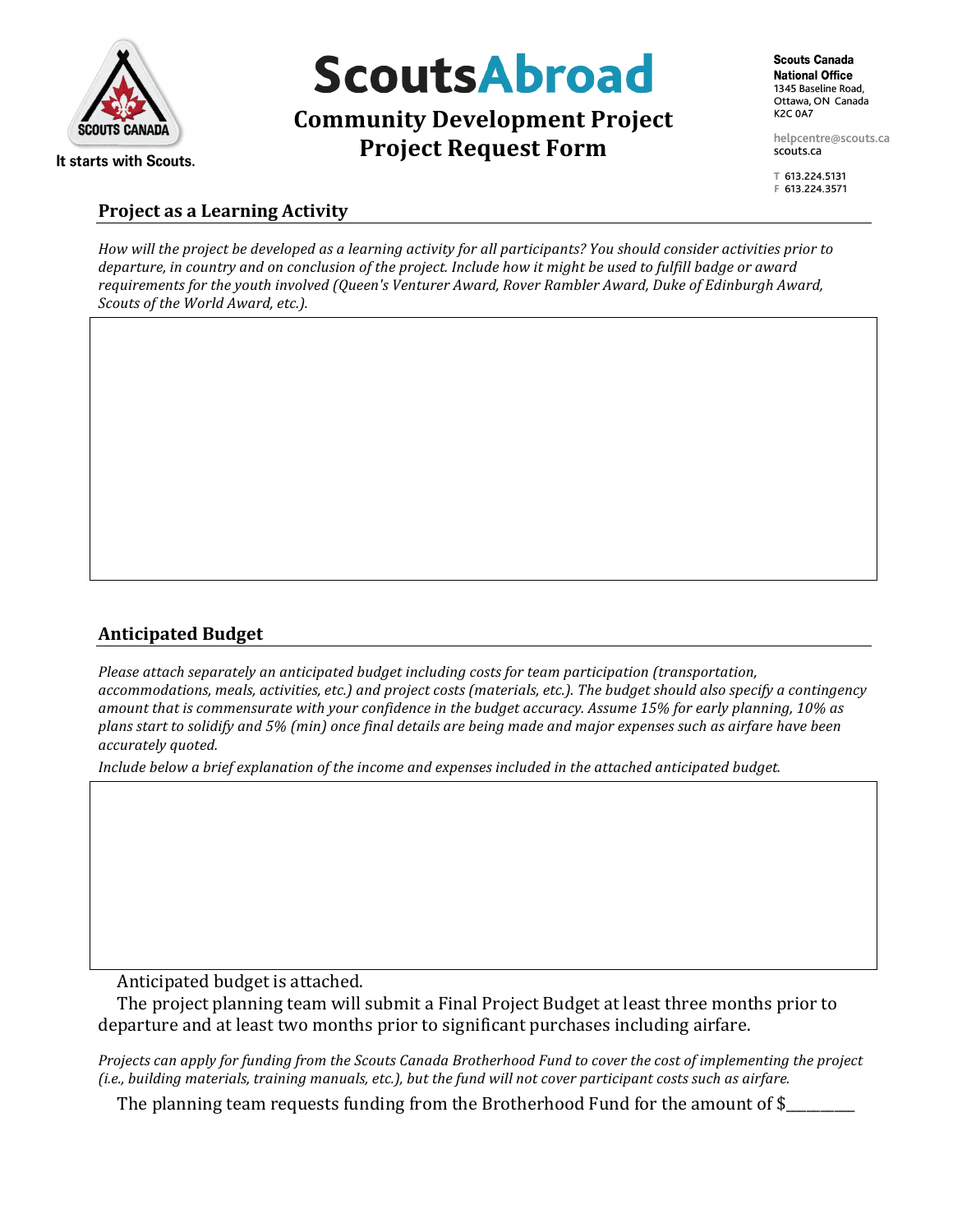**ScoutsAbroad**

**Community Development Project**
**Project Request Form**

Scouts Canada
National Office
1345 Baseline Road,
Ottawa, ON Canada
K2C 0A7

helpcentre@scouts.ca
scouts.ca

T 613.224.5131
F 613.224.3571

## Project as a Learning Activity

*How will the project be developed as a learning activity for all participants? You should consider activities prior to departure, in country and on conclusion of the project. Include how it might be used to fulfill badge or award requirements for the youth involved (Queen's Venturer Award, Rover Rambler Award, Duke of Edinburgh Award, Scouts of the World Award, etc.).*

## Anticipated Budget

*Please attach separately an anticipated budget including costs for team participation (transportation, accommodations, meals, activities, etc.) and project costs (materials, etc.). The budget should also specify a contingency amount that is commensurate with your confidence in the budget accuracy. Assume 15% for early planning, 10% as plans start to solidify and 5% (min) once final details are being made and major expenses such as airfare have been accurately quoted.*

*Include below a brief explanation of the income and expenses included in the attached anticipated budget.*

Anticipated budget is attached.

The project planning team will submit a Final Project Budget at least three months prior to departure and at least two months prior to significant purchases including airfare.

*Projects can apply for funding from the Scouts Canada Brotherhood Fund to cover the cost of implementing the project (i.e., building materials, training manuals, etc.), but the fund will not cover participant costs such as airfare.*

The planning team requests funding from the Brotherhood Fund for the amount of $_________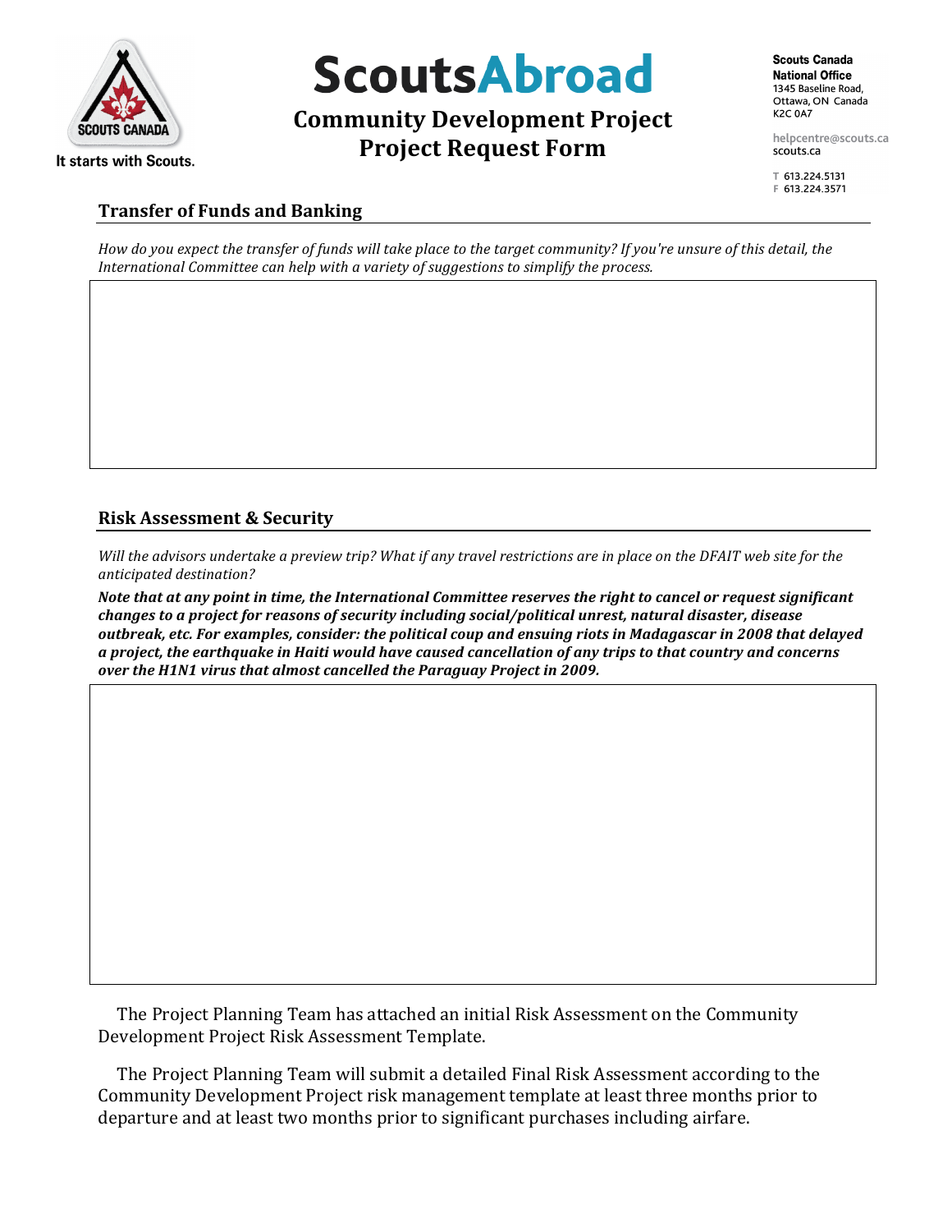## Transfer of Funds and Banking

*How do you expect the transfer of funds will take place to the target community? If you're unsure of this detail, the International Committee can help with a variety of suggestions to simplify the process.*

## Risk Assessment & Security

*Will the advisors undertake a preview trip? What if any travel restrictions are in place on the DFAIT web site for the anticipated destination?*

***Note that at any point in time, the International Committee reserves the right to cancel or request significant changes to a project for reasons of security including social/political unrest, natural disaster, disease outbreak, etc. For examples, consider: the political coup and ensuing riots in Madagascar in 2008 that delayed a project, the earthquake in Haiti would have caused cancellation of any trips to that country and concerns over the H1N1 virus that almost cancelled the Paraguay Project in 2009.***

The Project Planning Team has attached an initial Risk Assessment on the Community Development Project Risk Assessment Template.

The Project Planning Team will submit a detailed Final Risk Assessment according to the Community Development Project risk management template at least three months prior to departure and at least two months prior to significant purchases including airfare.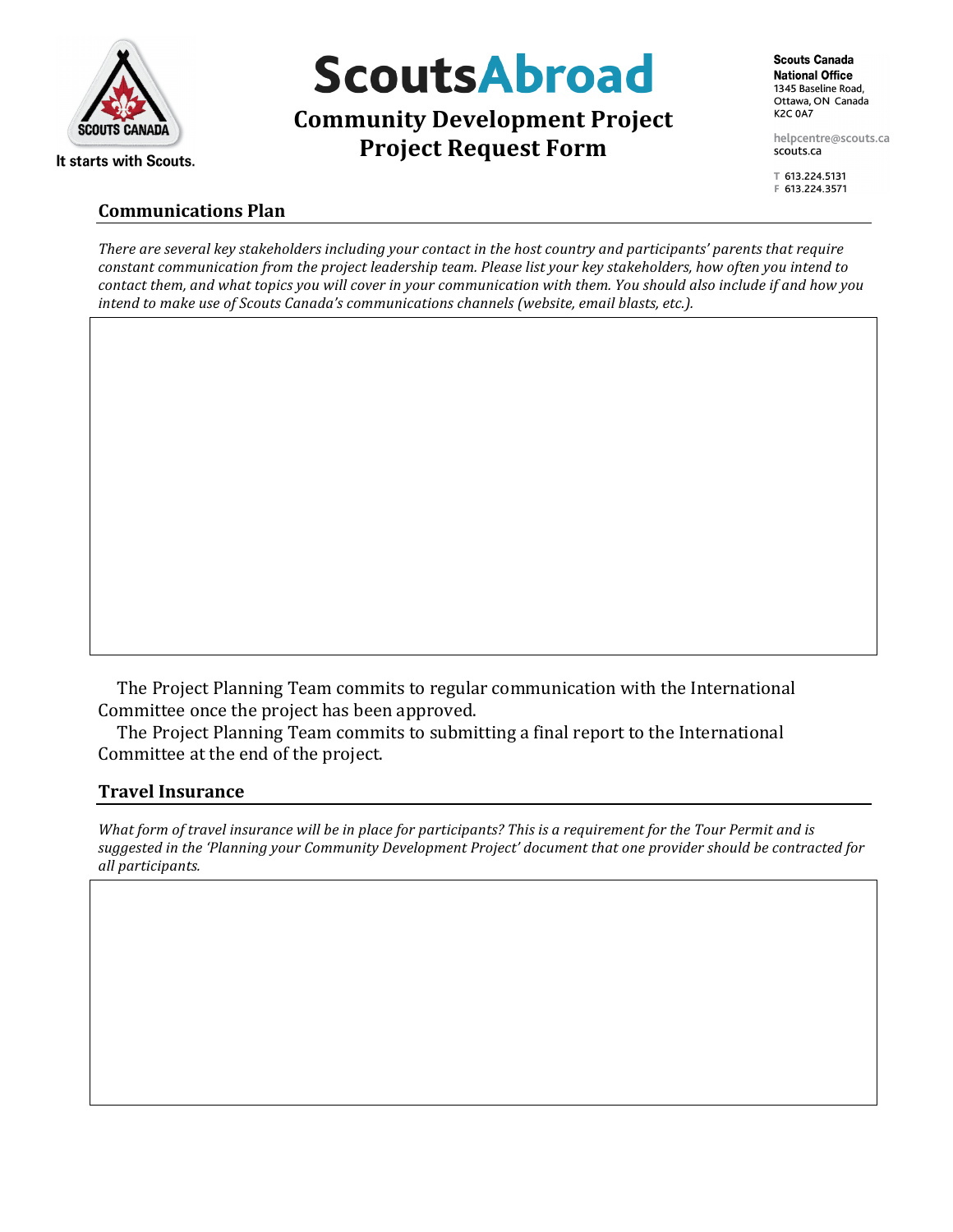# ScoutsAbroad

## Community Development Project
## Project Request Form

**Scouts Canada**
**National Office**
1345 Baseline Road,
Ottawa, ON Canada
K2C 0A7

helpcentre@scouts.ca
scouts.ca

T 613.224.5131
F 613.224.3571

### Communications Plan

*There are several key stakeholders including your contact in the host country and participants' parents that require constant communication from the project leadership team. Please list your key stakeholders, how often you intend to contact them, and what topics you will cover in your communication with them. You should also include if and how you intend to make use of Scouts Canada's communications channels (website, email blasts, etc.).*

- [ ] The Project Planning Team commits to regular communication with the International Committee once the project has been approved.
- [ ] The Project Planning Team commits to submitting a final report to the International Committee at the end of the project.

### Travel Insurance

*What form of travel insurance will be in place for participants? This is a requirement for the Tour Permit and is suggested in the 'Planning your Community Development Project' document that one provider should be contracted for all participants.*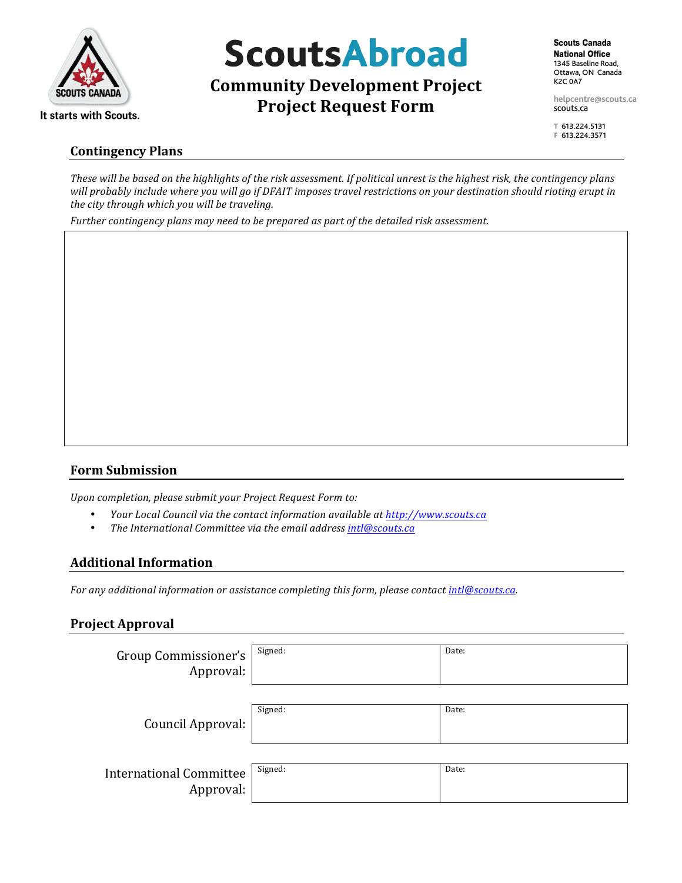Scouts Canada
National Office
1345 Baseline Road,
Ottawa, ON Canada
K2C 0A7

helpcentre@scouts.ca
scouts.ca

T 613.224.5131
F 613.224.3571

# ScoutsAbroad

## Community Development Project Project Request Form

It starts with Scouts.

## Contingency Plans

*These will be based on the highlights of the risk assessment. If political unrest is the highest risk, the contingency plans will probably include where you will go if DFAIT imposes travel restrictions on your destination should rioting erupt in the city through which you will be traveling.*

*Further contingency plans may need to be prepared as part of the detailed risk assessment.*

## Form Submission

*Upon completion, please submit your Project Request Form to:*

- *Your Local Council via the contact information available at [http://www.scouts.ca](http://www.scouts.ca)*
- *The International Committee via the email address [intl@scouts.ca](mailto:intl@scouts.ca)*

## Additional Information

*For any additional information or assistance completing this form, please contact [intl@scouts.ca](mailto:intl@scouts.ca).*

## Project Approval

| | | |
|---|---|---|
| Group Commissioner's Approval: | Signed: | Date: |
| Council Approval: | Signed: | Date: |
| International Committee Approval: | Signed: | Date: |